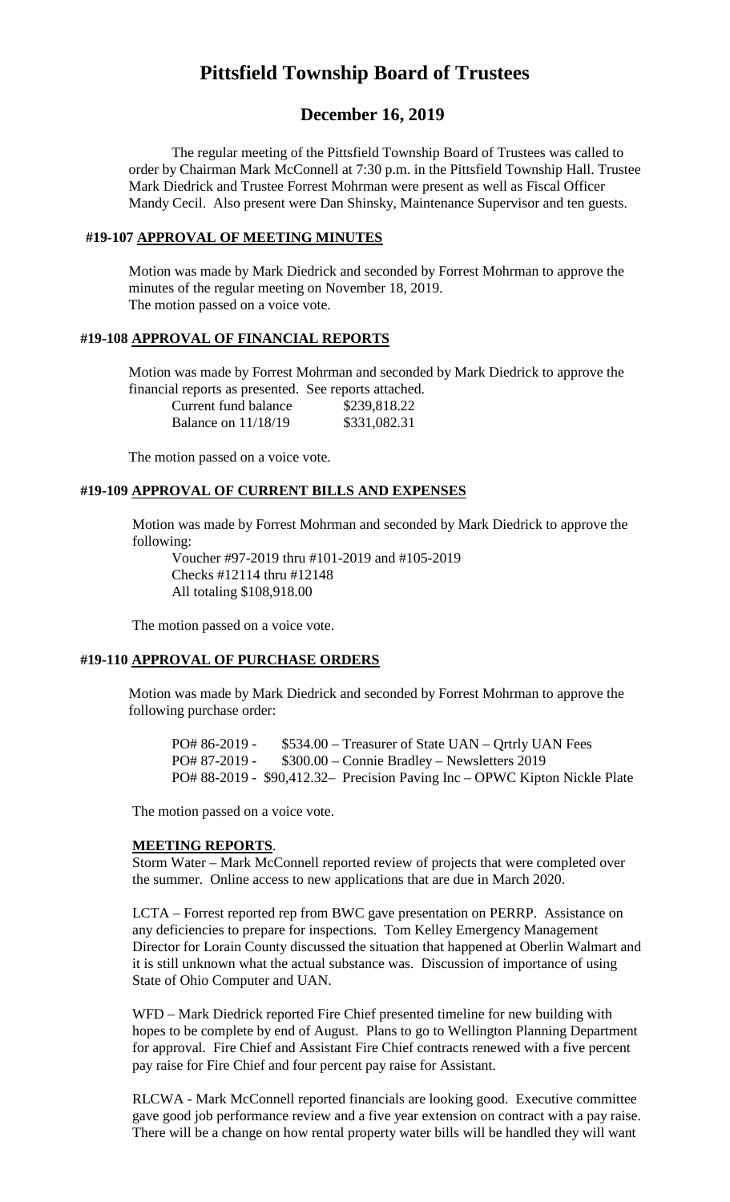# Pittsfield Township Board of Trustees

## December 16, 2019

The regular meeting of the Pittsfield Township Board of Trustees was called to order by Chairman Mark McConnell at 7:30 p.m. in the Pittsfield Township Hall. Trustee Mark Diedrick and Trustee Forrest Mohrman were present as well as Fiscal Officer Mandy Cecil. Also present were Dan Shinsky, Maintenance Supervisor and ten guests.

### #19-107 APPROVAL OF MEETING MINUTES

Motion was made by Mark Diedrick and seconded by Forrest Mohrman to approve the minutes of the regular meeting on November 18, 2019.
The motion passed on a voice vote.

### #19-108 APPROVAL OF FINANCIAL REPORTS

Motion was made by Forrest Mohrman and seconded by Mark Diedrick to approve the financial reports as presented. See reports attached.

| | |
|---|---|
| Current fund balance | $239,818.22 |
| Balance on 11/18/19 | $331,082.31 |

The motion passed on a voice vote.

### #19-109 APPROVAL OF CURRENT BILLS AND EXPENSES

Motion was made by Forrest Mohrman and seconded by Mark Diedrick to approve the following:

Voucher #97-2019 thru #101-2019 and #105-2019
Checks #12114 thru #12148
All totaling $108,918.00

The motion passed on a voice vote.

### #19-110 APPROVAL OF PURCHASE ORDERS

Motion was made by Mark Diedrick and seconded by Forrest Mohrman to approve the following purchase order:

PO# 86-2019 - $534.00 – Treasurer of State UAN – Qrtrly UAN Fees
PO# 87-2019 - $300.00 – Connie Bradley – Newsletters 2019
PO# 88-2019 - $90,412.32– Precision Paving Inc – OPWC Kipton Nickle Plate

The motion passed on a voice vote.

### MEETING REPORTS.

Storm Water – Mark McConnell reported review of projects that were completed over the summer. Online access to new applications that are due in March 2020.

LCTA – Forrest reported rep from BWC gave presentation on PERRP. Assistance on any deficiencies to prepare for inspections. Tom Kelley Emergency Management Director for Lorain County discussed the situation that happened at Oberlin Walmart and it is still unknown what the actual substance was. Discussion of importance of using State of Ohio Computer and UAN.

WFD – Mark Diedrick reported Fire Chief presented timeline for new building with hopes to be complete by end of August. Plans to go to Wellington Planning Department for approval. Fire Chief and Assistant Fire Chief contracts renewed with a five percent pay raise for Fire Chief and four percent pay raise for Assistant.

RLCWA - Mark McConnell reported financials are looking good. Executive committee gave good job performance review and a five year extension on contract with a pay raise. There will be a change on how rental property water bills will be handled they will want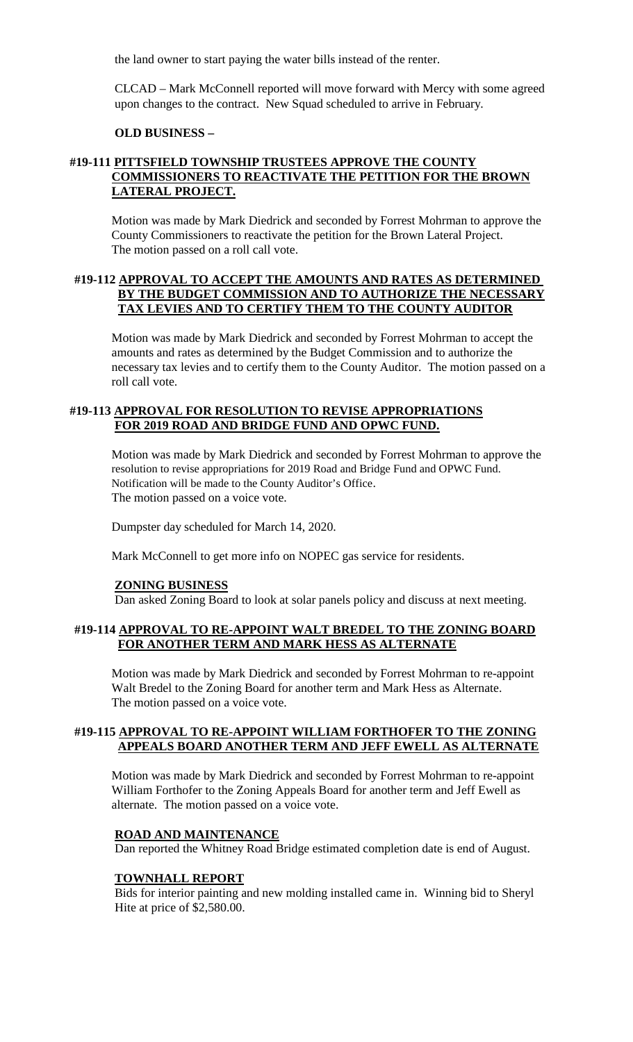the land owner to start paying the water bills instead of the renter.

CLCAD – Mark McConnell reported will move forward with Mercy with some agreed upon changes to the contract. New Squad scheduled to arrive in February.

**OLD BUSINESS –**

**#19-111 PITTSFIELD TOWNSHIP TRUSTEES APPROVE THE COUNTY COMMISSIONERS TO REACTIVATE THE PETITION FOR THE BROWN LATERAL PROJECT.**

Motion was made by Mark Diedrick and seconded by Forrest Mohrman to approve the County Commissioners to reactivate the petition for the Brown Lateral Project. The motion passed on a roll call vote.

**#19-112 APPROVAL TO ACCEPT THE AMOUNTS AND RATES AS DETERMINED BY THE BUDGET COMMISSION AND TO AUTHORIZE THE NECESSARY TAX LEVIES AND TO CERTIFY THEM TO THE COUNTY AUDITOR**

Motion was made by Mark Diedrick and seconded by Forrest Mohrman to accept the amounts and rates as determined by the Budget Commission and to authorize the necessary tax levies and to certify them to the County Auditor. The motion passed on a roll call vote.

**#19-113 APPROVAL FOR RESOLUTION TO REVISE APPROPRIATIONS FOR 2019 ROAD AND BRIDGE FUND AND OPWC FUND.**

Motion was made by Mark Diedrick and seconded by Forrest Mohrman to approve the resolution to revise appropriations for 2019 Road and Bridge Fund and OPWC Fund. Notification will be made to the County Auditor's Office. The motion passed on a voice vote.

Dumpster day scheduled for March 14, 2020.

Mark McConnell to get more info on NOPEC gas service for residents.

**ZONING BUSINESS**

Dan asked Zoning Board to look at solar panels policy and discuss at next meeting.

**#19-114 APPROVAL TO RE-APPOINT WALT BREDEL TO THE ZONING BOARD FOR ANOTHER TERM AND MARK HESS AS ALTERNATE**

Motion was made by Mark Diedrick and seconded by Forrest Mohrman to re-appoint Walt Bredel to the Zoning Board for another term and Mark Hess as Alternate. The motion passed on a voice vote.

**#19-115 APPROVAL TO RE-APPOINT WILLIAM FORTHOFER TO THE ZONING APPEALS BOARD ANOTHER TERM AND JEFF EWELL AS ALTERNATE**

Motion was made by Mark Diedrick and seconded by Forrest Mohrman to re-appoint William Forthofer to the Zoning Appeals Board for another term and Jeff Ewell as alternate. The motion passed on a voice vote.

**ROAD AND MAINTENANCE**

Dan reported the Whitney Road Bridge estimated completion date is end of August.

**TOWNHALL REPORT**

Bids for interior painting and new molding installed came in. Winning bid to Sheryl Hite at price of $2,580.00.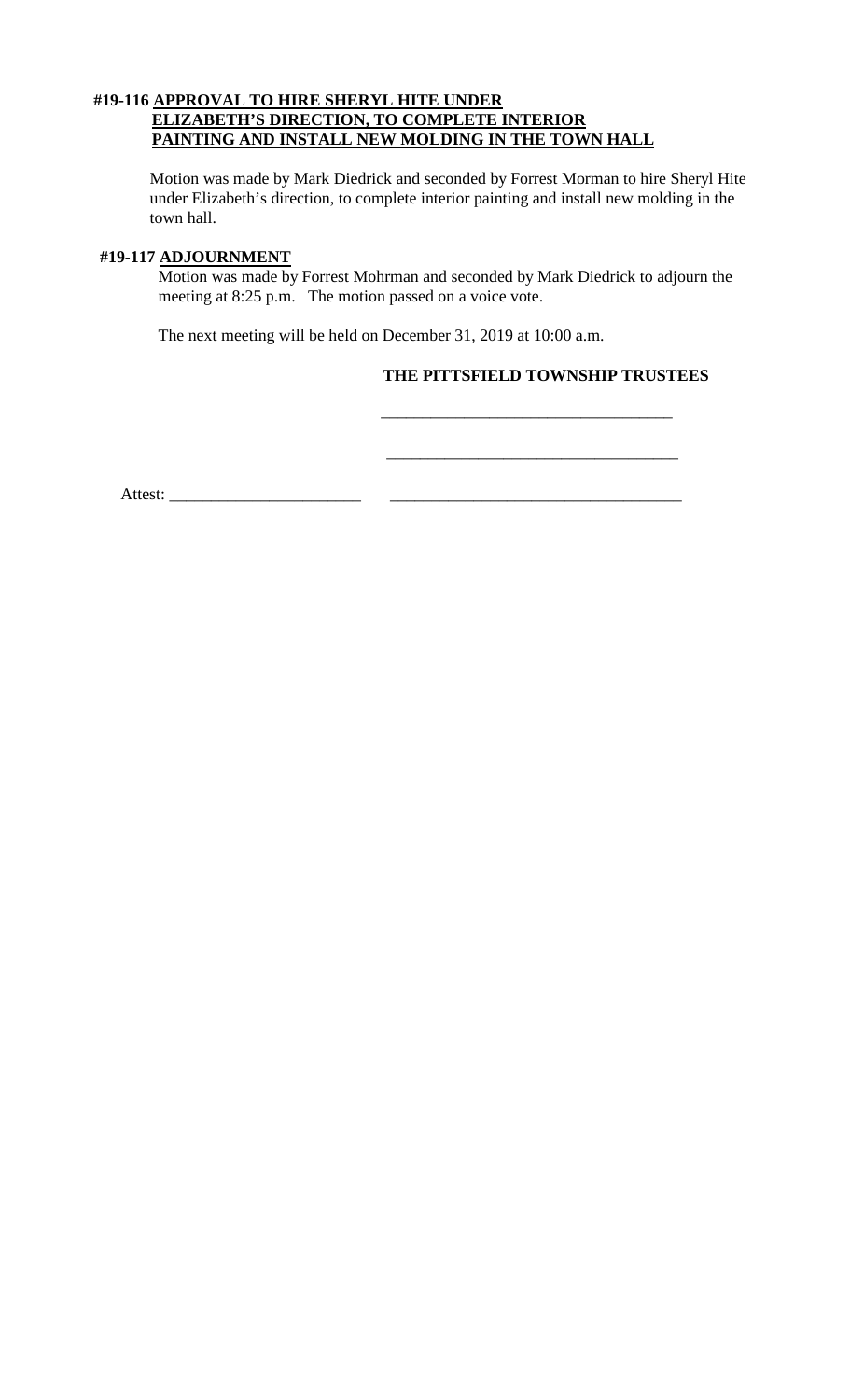**#19-116 <u>APPROVAL TO HIRE SHERYL HITE UNDER ELIZABETH'S DIRECTION, TO COMPLETE INTERIOR PAINTING AND INSTALL NEW MOLDING IN THE TOWN HALL</u>**

Motion was made by Mark Diedrick and seconded by Forrest Morman to hire Sheryl Hite under Elizabeth's direction, to complete interior painting and install new molding in the town hall.

**#19-117 <u>ADJOURNMENT</u>**

Motion was made by Forrest Mohrman and seconded by Mark Diedrick to adjourn the meeting at 8:25 p.m. The motion passed on a voice vote.

The next meeting will be held on December 31, 2019 at 10:00 a.m.

**THE PITTSFIELD TOWNSHIP TRUSTEES**

___________________________________

___________________________________

Attest: _______________________ ___________________________________